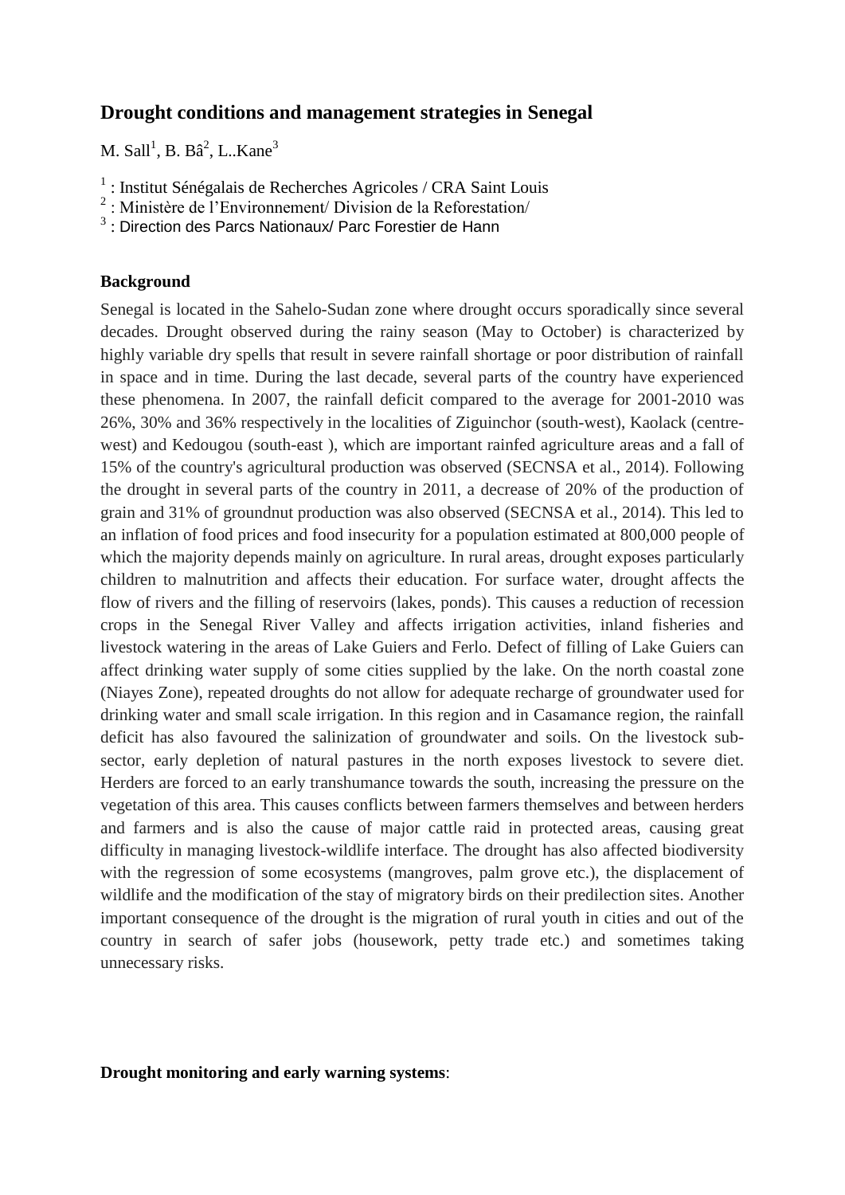# Drought conditions and management strategies in Senegal

M. Sall[1], B. Bâ[2], L..Kane[3]

[1] : Institut Sénégalais de Recherches Agricoles / CRA Saint Louis
[2] : Ministère de l'Environnement/ Division de la Reforestation/
[3] : Direction des Parcs Nationaux/ Parc Forestier de Hann

## Background

Senegal is located in the Sahelo-Sudan zone where drought occurs sporadically since several decades. Drought observed during the rainy season (May to October) is characterized by highly variable dry spells that result in severe rainfall shortage or poor distribution of rainfall in space and in time. During the last decade, several parts of the country have experienced these phenomena. In 2007, the rainfall deficit compared to the average for 2001-2010 was 26%, 30% and 36% respectively in the localities of Ziguinchor (south-west), Kaolack (centre-west) and Kedougou (south-east ), which are important rainfed agriculture areas and a fall of 15% of the country's agricultural production was observed (SECNSA et al., 2014). Following the drought in several parts of the country in 2011, a decrease of 20% of the production of grain and 31% of groundnut production was also observed (SECNSA et al., 2014). This led to an inflation of food prices and food insecurity for a population estimated at 800,000 people of which the majority depends mainly on agriculture. In rural areas, drought exposes particularly children to malnutrition and affects their education. For surface water, drought affects the flow of rivers and the filling of reservoirs (lakes, ponds). This causes a reduction of recession crops in the Senegal River Valley and affects irrigation activities, inland fisheries and livestock watering in the areas of Lake Guiers and Ferlo. Defect of filling of Lake Guiers can affect drinking water supply of some cities supplied by the lake. On the north coastal zone (Niayes Zone), repeated droughts do not allow for adequate recharge of groundwater used for drinking water and small scale irrigation. In this region and in Casamance region, the rainfall deficit has also favoured the salinization of groundwater and soils. On the livestock sub-sector, early depletion of natural pastures in the north exposes livestock to severe diet. Herders are forced to an early transhumance towards the south, increasing the pressure on the vegetation of this area. This causes conflicts between farmers themselves and between herders and farmers and is also the cause of major cattle raid in protected areas, causing great difficulty in managing livestock-wildlife interface. The drought has also affected biodiversity with the regression of some ecosystems (mangroves, palm grove etc.), the displacement of wildlife and the modification of the stay of migratory birds on their predilection sites. Another important consequence of the drought is the migration of rural youth in cities and out of the country in search of safer jobs (housework, petty trade etc.) and sometimes taking unnecessary risks.

**Drought monitoring and early warning systems**: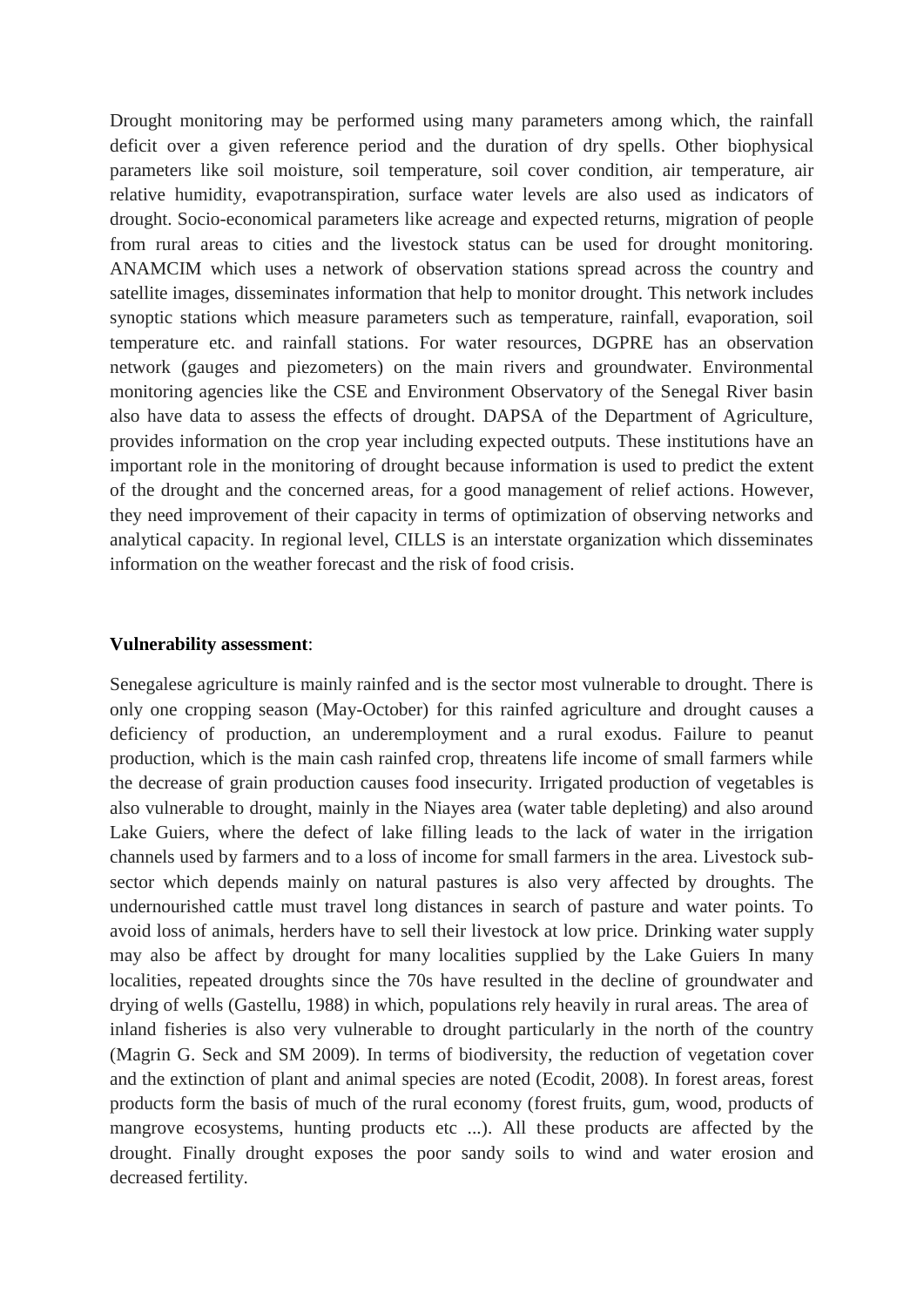Drought monitoring may be performed using many parameters among which, the rainfall deficit over a given reference period and the duration of dry spells. Other biophysical parameters like soil moisture, soil temperature, soil cover condition, air temperature, air relative humidity, evapotranspiration, surface water levels are also used as indicators of drought. Socio-economical parameters like acreage and expected returns, migration of people from rural areas to cities and the livestock status can be used for drought monitoring. ANAMCIM which uses a network of observation stations spread across the country and satellite images, disseminates information that help to monitor drought. This network includes synoptic stations which measure parameters such as temperature, rainfall, evaporation, soil temperature etc. and rainfall stations. For water resources, DGPRE has an observation network (gauges and piezometers) on the main rivers and groundwater. Environmental monitoring agencies like the CSE and Environment Observatory of the Senegal River basin also have data to assess the effects of drought. DAPSA of the Department of Agriculture, provides information on the crop year including expected outputs. These institutions have an important role in the monitoring of drought because information is used to predict the extent of the drought and the concerned areas, for a good management of relief actions. However, they need improvement of their capacity in terms of optimization of observing networks and analytical capacity. In regional level, CILLS is an interstate organization which disseminates information on the weather forecast and the risk of food crisis.

**Vulnerability assessment**:

Senegalese agriculture is mainly rainfed and is the sector most vulnerable to drought. There is only one cropping season (May-October) for this rainfed agriculture and drought causes a deficiency of production, an underemployment and a rural exodus. Failure to peanut production, which is the main cash rainfed crop, threatens life income of small farmers while the decrease of grain production causes food insecurity. Irrigated production of vegetables is also vulnerable to drought, mainly in the Niayes area (water table depleting) and also around Lake Guiers, where the defect of lake filling leads to the lack of water in the irrigation channels used by farmers and to a loss of income for small farmers in the area. Livestock sub-sector which depends mainly on natural pastures is also very affected by droughts. The undernourished cattle must travel long distances in search of pasture and water points. To avoid loss of animals, herders have to sell their livestock at low price. Drinking water supply may also be affect by drought for many localities supplied by the Lake Guiers In many localities, repeated droughts since the 70s have resulted in the decline of groundwater and drying of wells (Gastellu, 1988) in which, populations rely heavily in rural areas. The area of inland fisheries is also very vulnerable to drought particularly in the north of the country (Magrin G. Seck and SM 2009). In terms of biodiversity, the reduction of vegetation cover and the extinction of plant and animal species are noted (Ecodit, 2008). In forest areas, forest products form the basis of much of the rural economy (forest fruits, gum, wood, products of mangrove ecosystems, hunting products etc ...). All these products are affected by the drought. Finally drought exposes the poor sandy soils to wind and water erosion and decreased fertility.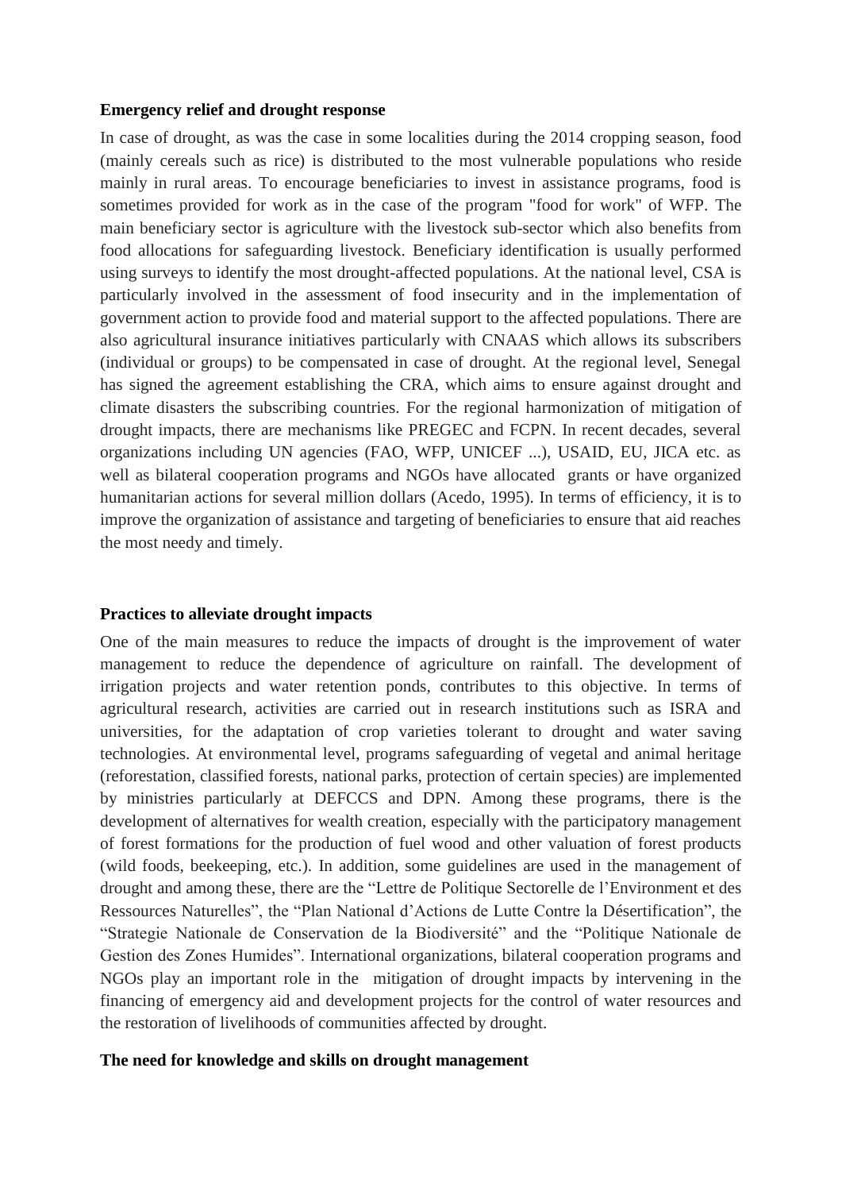**Emergency relief and drought response**

In case of drought, as was the case in some localities during the 2014 cropping season, food (mainly cereals such as rice) is distributed to the most vulnerable populations who reside mainly in rural areas. To encourage beneficiaries to invest in assistance programs, food is sometimes provided for work as in the case of the program "food for work" of WFP. The main beneficiary sector is agriculture with the livestock sub-sector which also benefits from food allocations for safeguarding livestock. Beneficiary identification is usually performed using surveys to identify the most drought-affected populations. At the national level, CSA is particularly involved in the assessment of food insecurity and in the implementation of government action to provide food and material support to the affected populations. There are also agricultural insurance initiatives particularly with CNAAS which allows its subscribers (individual or groups) to be compensated in case of drought. At the regional level, Senegal has signed the agreement establishing the CRA, which aims to ensure against drought and climate disasters the subscribing countries. For the regional harmonization of mitigation of drought impacts, there are mechanisms like PREGEC and FCPN. In recent decades, several organizations including UN agencies (FAO, WFP, UNICEF ...), USAID, EU, JICA etc. as well as bilateral cooperation programs and NGOs have allocated grants or have organized humanitarian actions for several million dollars (Acedo, 1995). In terms of efficiency, it is to improve the organization of assistance and targeting of beneficiaries to ensure that aid reaches the most needy and timely.

**Practices to alleviate drought impacts**

One of the main measures to reduce the impacts of drought is the improvement of water management to reduce the dependence of agriculture on rainfall. The development of irrigation projects and water retention ponds, contributes to this objective. In terms of agricultural research, activities are carried out in research institutions such as ISRA and universities, for the adaptation of crop varieties tolerant to drought and water saving technologies. At environmental level, programs safeguarding of vegetal and animal heritage (reforestation, classified forests, national parks, protection of certain species) are implemented by ministries particularly at DEFCCS and DPN. Among these programs, there is the development of alternatives for wealth creation, especially with the participatory management of forest formations for the production of fuel wood and other valuation of forest products (wild foods, beekeeping, etc.). In addition, some guidelines are used in the management of drought and among these, there are the "Lettre de Politique Sectorelle de l'Environment et des Ressources Naturelles", the "Plan National d'Actions de Lutte Contre la Désertification", the "Strategie Nationale de Conservation de la Biodiversité" and the "Politique Nationale de Gestion des Zones Humides". International organizations, bilateral cooperation programs and NGOs play an important role in the mitigation of drought impacts by intervening in the financing of emergency aid and development projects for the control of water resources and the restoration of livelihoods of communities affected by drought.

**The need for knowledge and skills on drought management**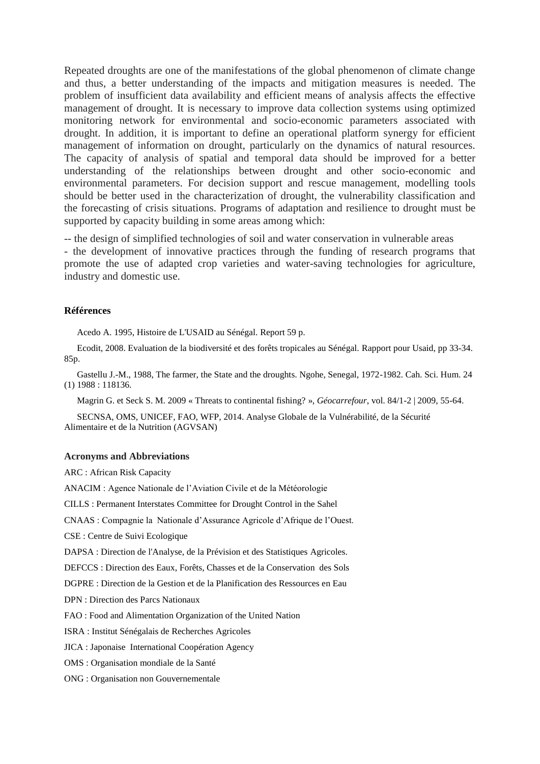Repeated droughts are one of the manifestations of the global phenomenon of climate change and thus, a better understanding of the impacts and mitigation measures is needed. The problem of insufficient data availability and efficient means of analysis affects the effective management of drought. It is necessary to improve data collection systems using optimized monitoring network for environmental and socio-economic parameters associated with drought. In addition, it is important to define an operational platform synergy for efficient management of information on drought, particularly on the dynamics of natural resources. The capacity of analysis of spatial and temporal data should be improved for a better understanding of the relationships between drought and other socio-economic and environmental parameters. For decision support and rescue management, modelling tools should be better used in the characterization of drought, the vulnerability classification and the forecasting of crisis situations. Programs of adaptation and resilience to drought must be supported by capacity building in some areas among which:

-- the design of simplified technologies of soil and water conservation in vulnerable areas
- the development of innovative practices through the funding of research programs that promote the use of adapted crop varieties and water-saving technologies for agriculture, industry and domestic use.

**Références**

Acedo A. 1995, Histoire de L'USAID au Sénégal. Report 59 p.

Ecodit, 2008. Evaluation de la biodiversité et des forêts tropicales au Sénégal. Rapport pour Usaid, pp 33-34. 85p.

Gastellu J.-M., 1988, The farmer, the State and the droughts. Ngohe, Senegal, 1972-1982. Cah. Sci. Hum. 24 (1) 1988 : 118136.

Magrin G. et Seck S. M. 2009 « Threats to continental fishing? », *Géocarrefour*, vol. 84/1-2 | 2009, 55-64.

SECNSA, OMS, UNICEF, FAO, WFP, 2014. Analyse Globale de la Vulnérabilité, de la Sécurité Alimentaire et de la Nutrition (AGVSAN)

**Acronyms and Abbreviations**

ARC : African Risk Capacity

ANACIM : Agence Nationale de l'Aviation Civile et de la Météorologie

CILLS : Permanent Interstates Committee for Drought Control in the Sahel

CNAAS : Compagnie la Nationale d'Assurance Agricole d'Afrique de l'Ouest.

CSE : Centre de Suivi Ecologique

DAPSA : Direction de l'Analyse, de la Prévision et des Statistiques Agricoles.

DEFCCS : Direction des Eaux, Forêts, Chasses et de la Conservation des Sols

DGPRE : Direction de la Gestion et de la Planification des Ressources en Eau

DPN : Direction des Parcs Nationaux

FAO : Food and Alimentation Organization of the United Nation

ISRA : Institut Sénégalais de Recherches Agricoles

JICA : Japonaise International Coopération Agency

OMS : Organisation mondiale de la Santé

ONG : Organisation non Gouvernementale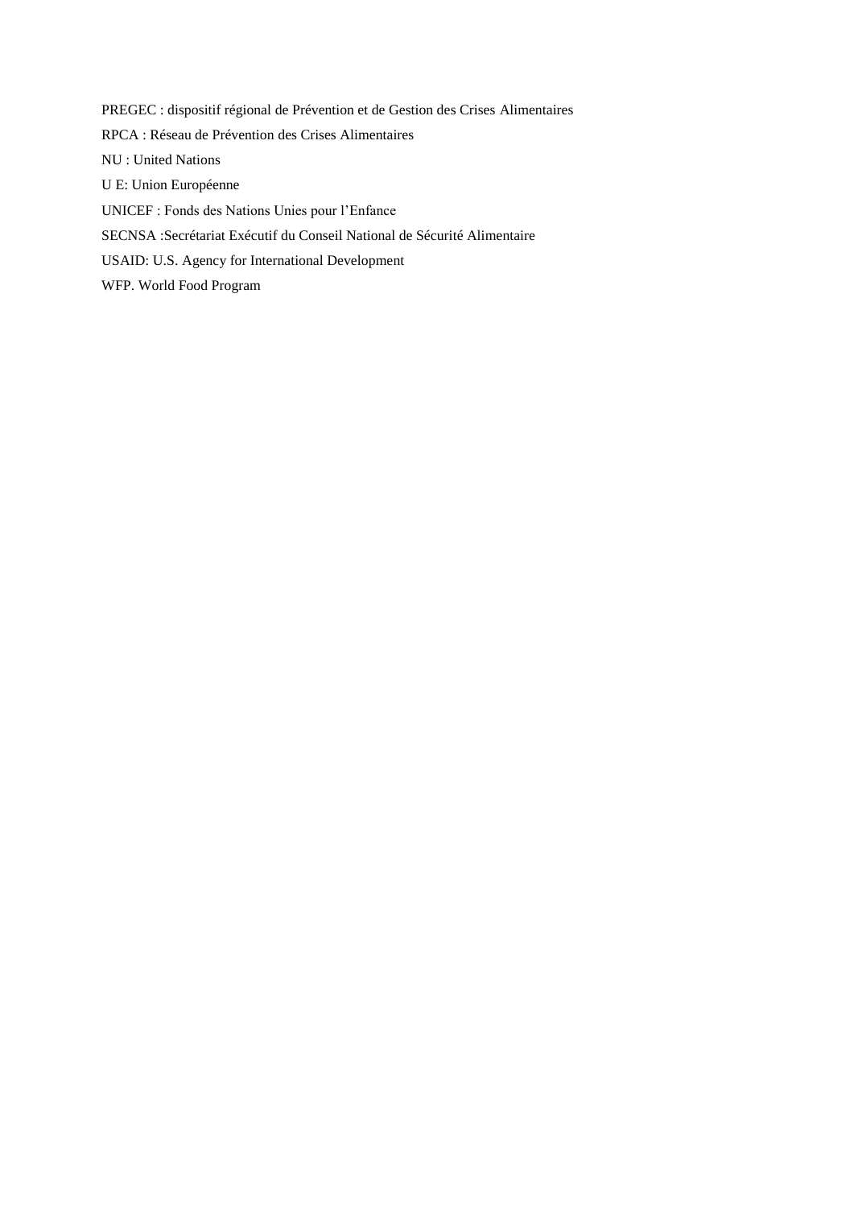PREGEC : dispositif régional de Prévention et de Gestion des Crises Alimentaires

RPCA : Réseau de Prévention des Crises Alimentaires

NU : United Nations

U E: Union Européenne

UNICEF : Fonds des Nations Unies pour l'Enfance

SECNSA :Secrétariat Exécutif du Conseil National de Sécurité Alimentaire

USAID: U.S. Agency for International Development

WFP. World Food Program